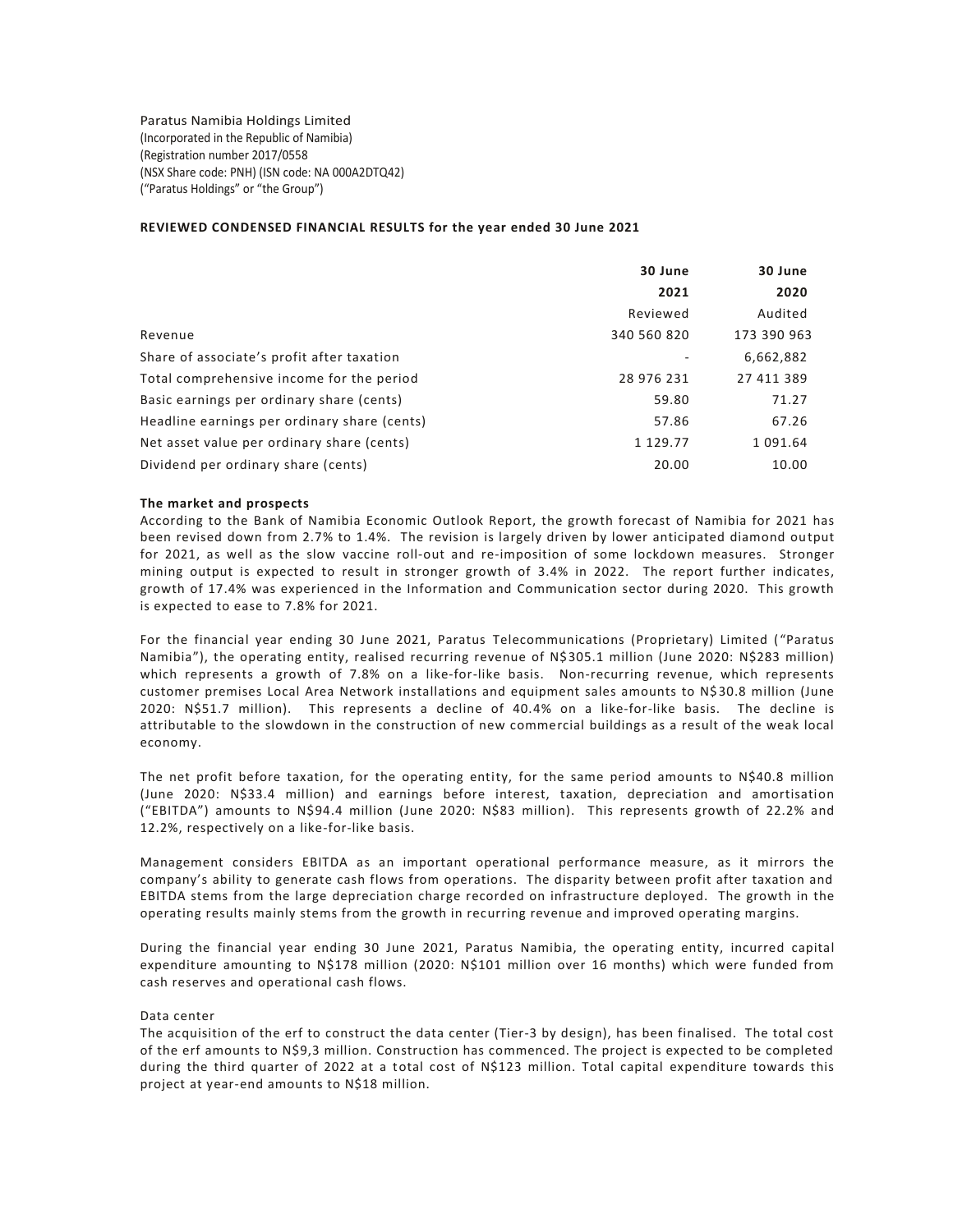Paratus Namibia Holdings Limited
(Incorporated in the Republic of Namibia)
(Registration number 2017/0558
(NSX Share code: PNH) (ISN code: NA 000A2DTQ42)
("Paratus Holdings" or "the Group")

**REVIEWED CONDENSED FINANCIAL RESULTS for the year ended 30 June 2021**

| | **30 June 2021** | **30 June 2020** |
|---|---|---|
| | Reviewed | Audited |
| Revenue | 340 560 820 | 173 390 963 |
| Share of associate's profit after taxation | - | 6,662,882 |
| Total comprehensive income for the period | 28 976 231 | 27 411 389 |
| Basic earnings per ordinary share (cents) | 59.80 | 71.27 |
| Headline earnings per ordinary share (cents) | 57.86 | 67.26 |
| Net asset value per ordinary share (cents) | 1 129.77 | 1 091.64 |
| Dividend per ordinary share (cents) | 20.00 | 10.00 |

**The market and prospects**

According to the Bank of Namibia Economic Outlook Report, the growth forecast of Namibia for 2021 has been revised down from 2.7% to 1.4%. The revision is largely driven by lower anticipated diamond output for 2021, as well as the slow vaccine roll-out and re-imposition of some lockdown measures. Stronger mining output is expected to result in stronger growth of 3.4% in 2022. The report further indicates, growth of 17.4% was experienced in the Information and Communication sector during 2020. This growth is expected to ease to 7.8% for 2021.

For the financial year ending 30 June 2021, Paratus Telecommunications (Proprietary) Limited ("Paratus Namibia"), the operating entity, realised recurring revenue of N$305.1 million (June 2020: N$283 million) which represents a growth of 7.8% on a like-for-like basis. Non-recurring revenue, which represents customer premises Local Area Network installations and equipment sales amounts to N$30.8 million (June 2020: N$51.7 million). This represents a decline of 40.4% on a like-for-like basis. The decline is attributable to the slowdown in the construction of new commercial buildings as a result of the weak local economy.

The net profit before taxation, for the operating entity, for the same period amounts to N$40.8 million (June 2020: N$33.4 million) and earnings before interest, taxation, depreciation and amortisation ("EBITDA") amounts to N$94.4 million (June 2020: N$83 million). This represents growth of 22.2% and 12.2%, respectively on a like-for-like basis.

Management considers EBITDA as an important operational performance measure, as it mirrors the company's ability to generate cash flows from operations. The disparity between profit after taxation and EBITDA stems from the large depreciation charge recorded on infrastructure deployed. The growth in the operating results mainly stems from the growth in recurring revenue and improved operating margins.

During the financial year ending 30 June 2021, Paratus Namibia, the operating entity, incurred capital expenditure amounting to N$178 million (2020: N$101 million over 16 months) which were funded from cash reserves and operational cash flows.

Data center

The acquisition of the erf to construct the data center (Tier-3 by design), has been finalised. The total cost of the erf amounts to N$9,3 million. Construction has commenced. The project is expected to be completed during the third quarter of 2022 at a total cost of N$123 million. Total capital expenditure towards this project at year-end amounts to N$18 million.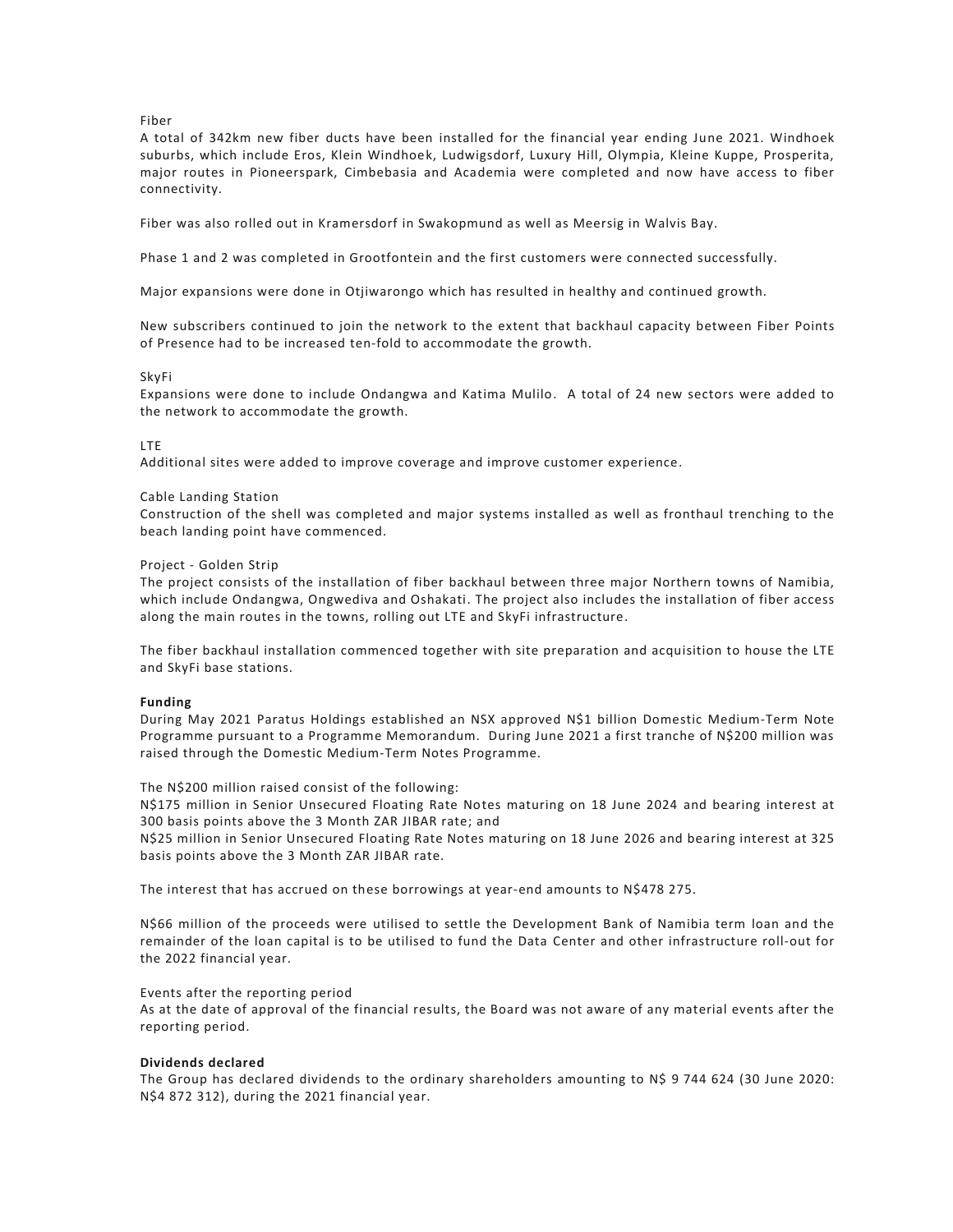Fiber

A total of 342km new fiber ducts have been installed for the financial year ending June 2021. Windhoek suburbs, which include Eros, Klein Windhoek, Ludwigsdorf, Luxury Hill, Olympia, Kleine Kuppe, Prosperita, major routes in Pioneerspark, Cimbebasia and Academia were completed and now have access to fiber connectivity.

Fiber was also rolled out in Kramersdorf in Swakopmund as well as Meersig in Walvis Bay.

Phase 1 and 2 was completed in Grootfontein and the first customers were connected successfully.

Major expansions were done in Otjiwarongo which has resulted in healthy and continued growth.

New subscribers continued to join the network to the extent that backhaul capacity between Fiber Points of Presence had to be increased ten-fold to accommodate the growth.

SkyFi

Expansions were done to include Ondangwa and Katima Mulilo. A total of 24 new sectors were added to the network to accommodate the growth.

LTE

Additional sites were added to improve coverage and improve customer experience.

Cable Landing Station

Construction of the shell was completed and major systems installed as well as fronthaul trenching to the beach landing point have commenced.

Project - Golden Strip

The project consists of the installation of fiber backhaul between three major Northern towns of Namibia, which include Ondangwa, Ongwediva and Oshakati. The project also includes the installation of fiber access along the main routes in the towns, rolling out LTE and SkyFi infrastructure.

The fiber backhaul installation commenced together with site preparation and acquisition to house the LTE and SkyFi base stations.

**Funding**

During May 2021 Paratus Holdings established an NSX approved N$1 billion Domestic Medium-Term Note Programme pursuant to a Programme Memorandum. During June 2021 a first tranche of N$200 million was raised through the Domestic Medium-Term Notes Programme.

The N$200 million raised consist of the following:
N$175 million in Senior Unsecured Floating Rate Notes maturing on 18 June 2024 and bearing interest at 300 basis points above the 3 Month ZAR JIBAR rate; and
N$25 million in Senior Unsecured Floating Rate Notes maturing on 18 June 2026 and bearing interest at 325 basis points above the 3 Month ZAR JIBAR rate.

The interest that has accrued on these borrowings at year-end amounts to N$478 275.

N$66 million of the proceeds were utilised to settle the Development Bank of Namibia term loan and the remainder of the loan capital is to be utilised to fund the Data Center and other infrastructure roll-out for the 2022 financial year.

Events after the reporting period

As at the date of approval of the financial results, the Board was not aware of any material events after the reporting period.

**Dividends declared**

The Group has declared dividends to the ordinary shareholders amounting to N$ 9 744 624 (30 June 2020: N$4 872 312), during the 2021 financial year.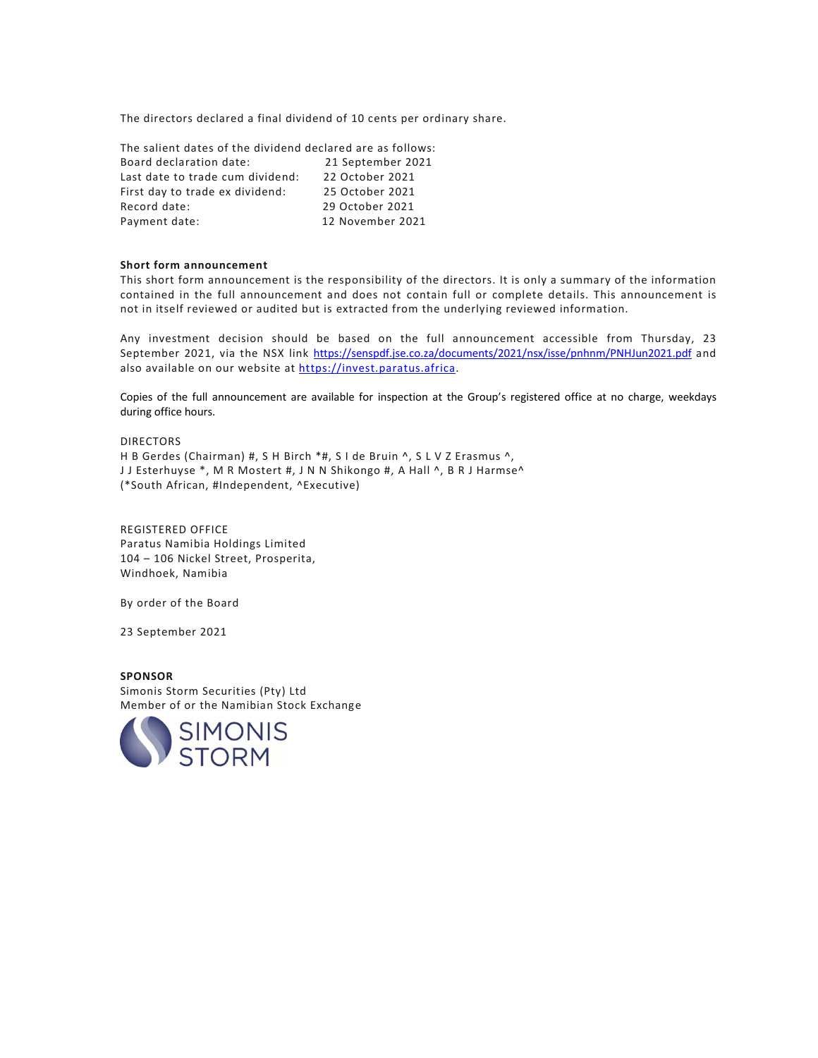The directors declared a final dividend of 10 cents per ordinary share.

The salient dates of the dividend declared are as follows:

| | |
|---|---|
| Board declaration date: | 21 September 2021 |
| Last date to trade cum dividend: | 22 October 2021 |
| First day to trade ex dividend: | 25 October 2021 |
| Record date: | 29 October 2021 |
| Payment date: | 12 November 2021 |

**Short form announcement**

This short form announcement is the responsibility of the directors. It is only a summary of the information contained in the full announcement and does not contain full or complete details. This announcement is not in itself reviewed or audited but is extracted from the underlying reviewed information.

Any investment decision should be based on the full announcement accessible from Thursday, 23 September 2021, via the NSX link https://senspdf.jse.co.za/documents/2021/nsx/isse/pnhnm/PNHJun2021.pdf and also available on our website at https://invest.paratus.africa.

Copies of the full announcement are available for inspection at the Group's registered office at no charge, weekdays during office hours.

DIRECTORS
H B Gerdes (Chairman) #, S H Birch *#, S I de Bruin ^, S L V Z Erasmus ^,
J J Esterhuyse *, M R Mostert #, J N N Shikongo #, A Hall ^, B R J Harmse^
(*South African, #Independent, ^Executive)

REGISTERED OFFICE
Paratus Namibia Holdings Limited
104 – 106 Nickel Street, Prosperita,
Windhoek, Namibia

By order of the Board

23 September 2021

**SPONSOR**
Simonis Storm Securities (Pty) Ltd
Member of or the Namibian Stock Exchange

SIMONIS STORM